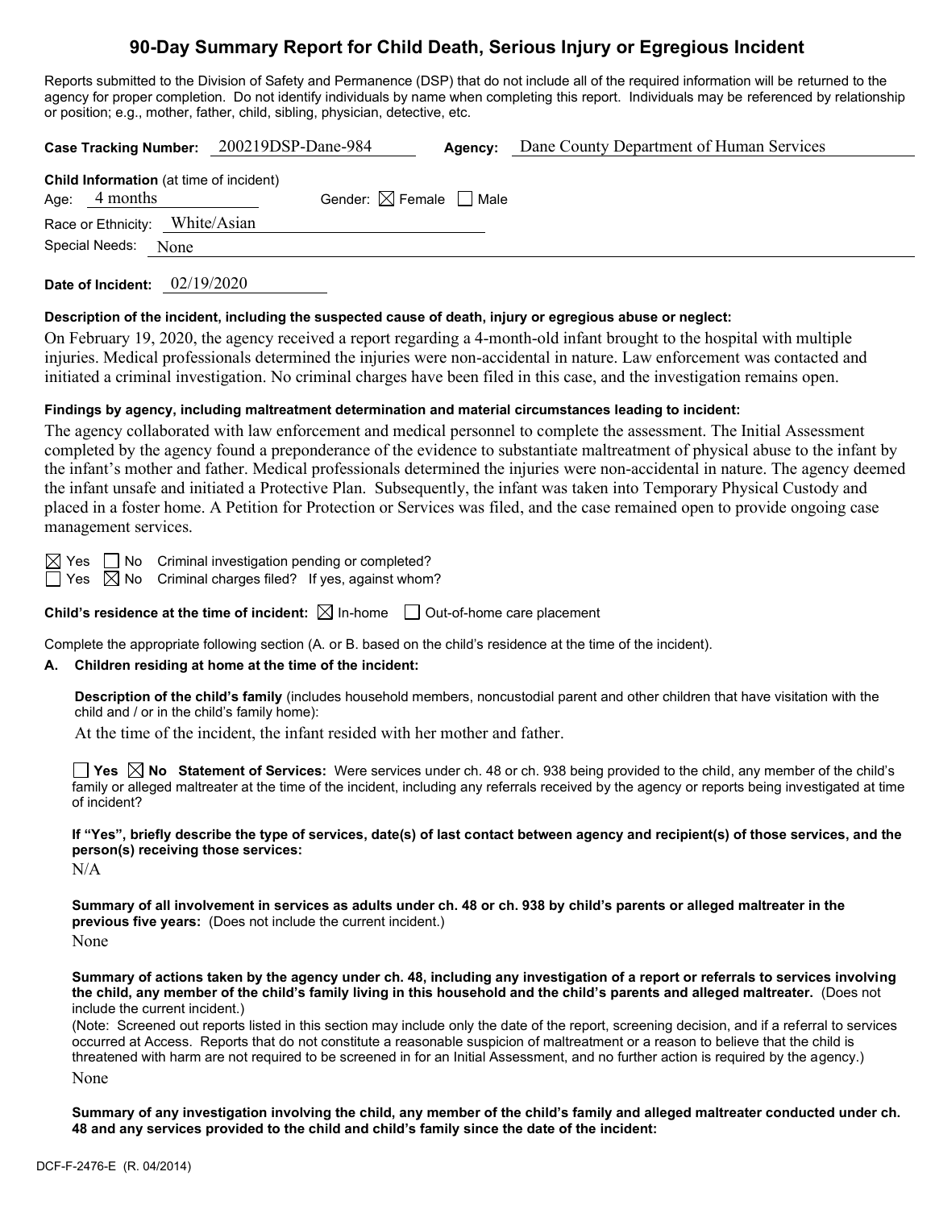# 90-Day Summary Report for Child Death, Serious Injury or Egregious Incident

Reports submitted to the Division of Safety and Permanence (DSP) that do not include all of the required information will be returned to the agency for proper completion. Do not identify individuals by name when completing this report. Individuals may be referenced by relationship or position; e.g., mother, father, child, sibling, physician, detective, etc.

**Case Tracking Number:** 200219DSP-Dane-984 **Agency:** Dane County Department of Human Services

**Child Information** (at time of incident)
Age: 4 months Gender: ☒ Female ☐ Male
Race or Ethnicity: White/Asian
Special Needs: None

**Date of Incident:** 02/19/2020

**Description of the incident, including the suspected cause of death, injury or egregious abuse or neglect:**

On February 19, 2020, the agency received a report regarding a 4-month-old infant brought to the hospital with multiple injuries. Medical professionals determined the injuries were non-accidental in nature. Law enforcement was contacted and initiated a criminal investigation. No criminal charges have been filed in this case, and the investigation remains open.

**Findings by agency, including maltreatment determination and material circumstances leading to incident:**

The agency collaborated with law enforcement and medical personnel to complete the assessment. The Initial Assessment completed by the agency found a preponderance of the evidence to substantiate maltreatment of physical abuse to the infant by the infant's mother and father. Medical professionals determined the injuries were non-accidental in nature. The agency deemed the infant unsafe and initiated a Protective Plan. Subsequently, the infant was taken into Temporary Physical Custody and placed in a foster home. A Petition for Protection or Services was filed, and the case remained open to provide ongoing case management services.

☒ Yes ☐ No Criminal investigation pending or completed?
☐ Yes ☒ No Criminal charges filed? If yes, against whom?

**Child's residence at the time of incident:** ☒ In-home ☐ Out-of-home care placement

Complete the appropriate following section (A. or B. based on the child's residence at the time of the incident).

**A. Children residing at home at the time of the incident:**

**Description of the child's family** (includes household members, noncustodial parent and other children that have visitation with the child and / or in the child's family home):

At the time of the incident, the infant resided with her mother and father.

☐ **Yes** ☒ **No Statement of Services:** Were services under ch. 48 or ch. 938 being provided to the child, any member of the child's family or alleged maltreater at the time of the incident, including any referrals received by the agency or reports being investigated at time of incident?

**If "Yes", briefly describe the type of services, date(s) of last contact between agency and recipient(s) of those services, and the person(s) receiving those services:**

N/A

**Summary of all involvement in services as adults under ch. 48 or ch. 938 by child's parents or alleged maltreater in the previous five years:** (Does not include the current incident.)

None

**Summary of actions taken by the agency under ch. 48, including any investigation of a report or referrals to services involving the child, any member of the child's family living in this household and the child's parents and alleged maltreater.** (Does not include the current incident.)
(Note: Screened out reports listed in this section may include only the date of the report, screening decision, and if a referral to services occurred at Access. Reports that do not constitute a reasonable suspicion of maltreatment or a reason to believe that the child is threatened with harm are not required to be screened in for an Initial Assessment, and no further action is required by the agency.)

None

**Summary of any investigation involving the child, any member of the child's family and alleged maltreater conducted under ch. 48 and any services provided to the child and child's family since the date of the incident:**

DCF-F-2476-E (R. 04/2014)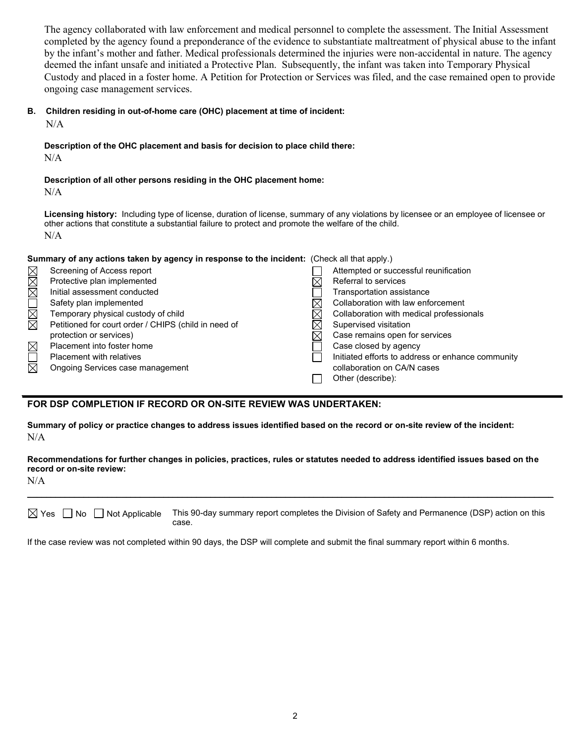The agency collaborated with law enforcement and medical personnel to complete the assessment. The Initial Assessment completed by the agency found a preponderance of the evidence to substantiate maltreatment of physical abuse to the infant by the infant's mother and father. Medical professionals determined the injuries were non-accidental in nature. The agency deemed the infant unsafe and initiated a Protective Plan. Subsequently, the infant was taken into Temporary Physical Custody and placed in a foster home. A Petition for Protection or Services was filed, and the case remained open to provide ongoing case management services.

**B. Children residing in out-of-home care (OHC) placement at time of incident:**

N/A

**Description of the OHC placement and basis for decision to place child there:**

N/A

**Description of all other persons residing in the OHC placement home:**

N/A

**Licensing history:** Including type of license, duration of license, summary of any violations by licensee or an employee of licensee or other actions that constitute a substantial failure to protect and promote the welfare of the child.

N/A

**Summary of any actions taken by agency in response to the incident:** (Check all that apply.)

- ☒ Screening of Access report
- ☒ Protective plan implemented
- ☒ Initial assessment conducted
- ☐ Safety plan implemented
- ☒ Temporary physical custody of child
- ☒ Petitioned for court order / CHIPS (child in need of protection or services)
- ☒ Placement into foster home
- ☐ Placement with relatives
- ☒ Ongoing Services case management
- ☐ Attempted or successful reunification
- ☒ Referral to services
- ☐ Transportation assistance
- ☒ Collaboration with law enforcement
- ☒ Collaboration with medical professionals
- ☒ Supervised visitation
- ☒ Case remains open for services
- ☐ Case closed by agency
- ☐ Initiated efforts to address or enhance community collaboration on CA/N cases
- ☐ Other (describe):

## FOR DSP COMPLETION IF RECORD OR ON-SITE REVIEW WAS UNDERTAKEN:

**Summary of policy or practice changes to address issues identified based on the record or on-site review of the incident:**

N/A

**Recommendations for further changes in policies, practices, rules or statutes needed to address identified issues based on the record or on-site review:**

N/A

---

☒ Yes ☐ No ☐ Not Applicable This 90-day summary report completes the Division of Safety and Permanence (DSP) action on this case.

If the case review was not completed within 90 days, the DSP will complete and submit the final summary report within 6 months.